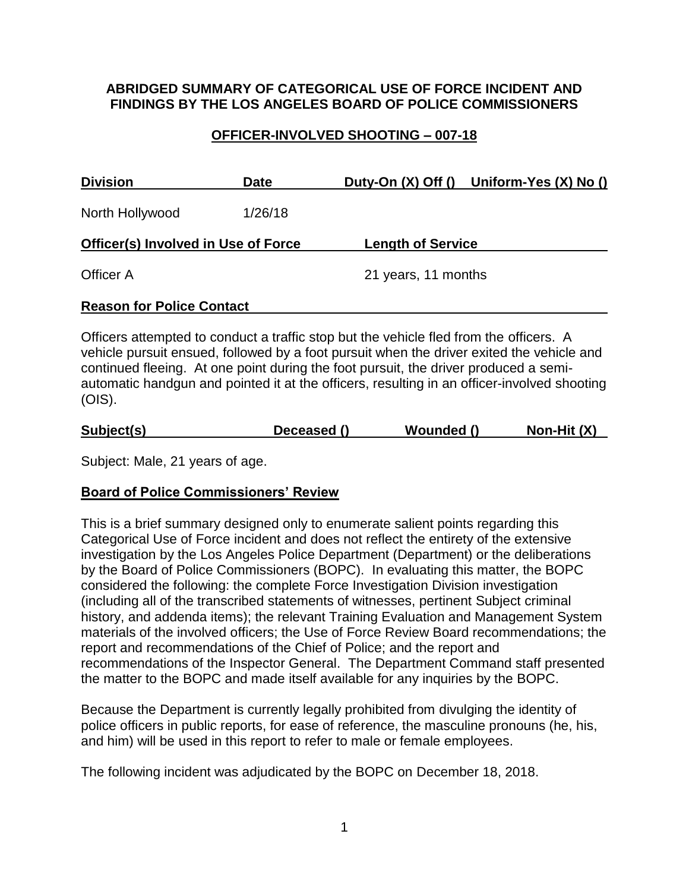**ABRIDGED SUMMARY OF CATEGORICAL USE OF FORCE INCIDENT AND FINDINGS BY THE LOS ANGELES BOARD OF POLICE COMMISSIONERS**

**OFFICER-INVOLVED SHOOTING – 007-18**

| Division | Date | Duty-On (X) Off () | Uniform-Yes (X) No () |
|---|---|---|---|
| North Hollywood | 1/26/18 | | |

| Officer(s) Involved in Use of Force | Length of Service |
|---|---|
| Officer A | 21 years, 11 months |

**Reason for Police Contact**

Officers attempted to conduct a traffic stop but the vehicle fled from the officers. A vehicle pursuit ensued, followed by a foot pursuit when the driver exited the vehicle and continued fleeing. At one point during the foot pursuit, the driver produced a semi-automatic handgun and pointed it at the officers, resulting in an officer-involved shooting (OIS).

| Subject(s) | Deceased () | Wounded () | Non-Hit (X) |
|---|---|---|---|

Subject: Male, 21 years of age.

**Board of Police Commissioners' Review**

This is a brief summary designed only to enumerate salient points regarding this Categorical Use of Force incident and does not reflect the entirety of the extensive investigation by the Los Angeles Police Department (Department) or the deliberations by the Board of Police Commissioners (BOPC). In evaluating this matter, the BOPC considered the following: the complete Force Investigation Division investigation (including all of the transcribed statements of witnesses, pertinent Subject criminal history, and addenda items); the relevant Training Evaluation and Management System materials of the involved officers; the Use of Force Review Board recommendations; the report and recommendations of the Chief of Police; and the report and recommendations of the Inspector General. The Department Command staff presented the matter to the BOPC and made itself available for any inquiries by the BOPC.

Because the Department is currently legally prohibited from divulging the identity of police officers in public reports, for ease of reference, the masculine pronouns (he, his, and him) will be used in this report to refer to male or female employees.

The following incident was adjudicated by the BOPC on December 18, 2018.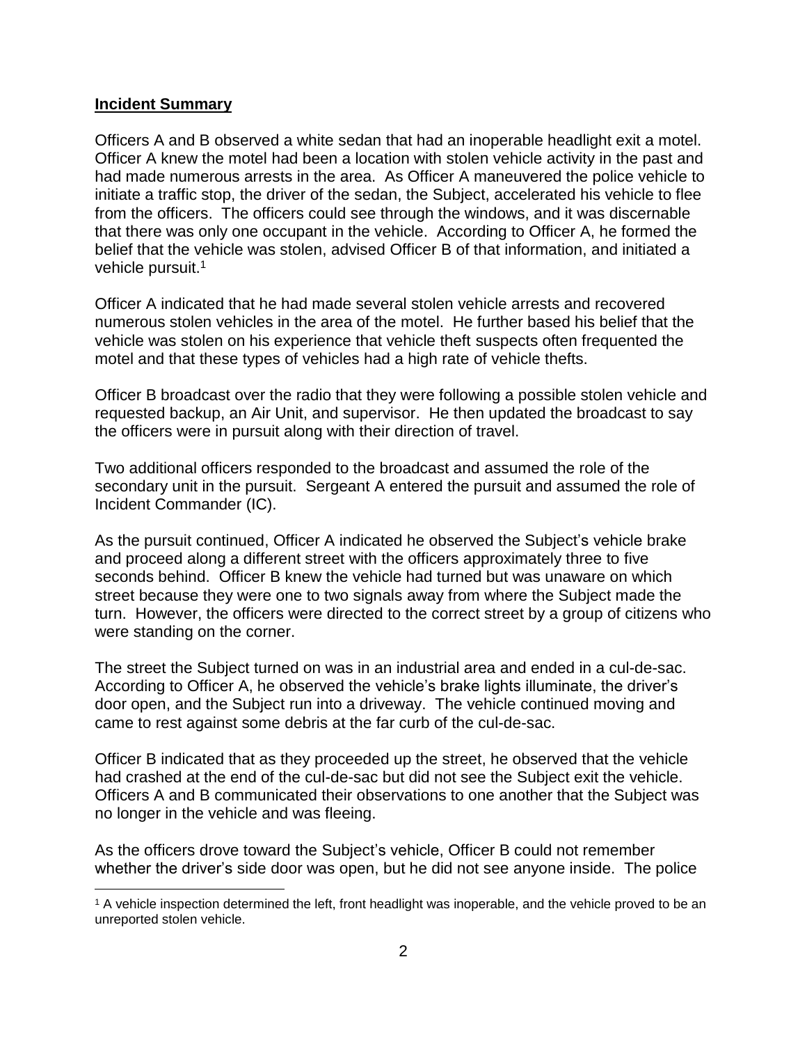**Incident Summary**

Officers A and B observed a white sedan that had an inoperable headlight exit a motel. Officer A knew the motel had been a location with stolen vehicle activity in the past and had made numerous arrests in the area. As Officer A maneuvered the police vehicle to initiate a traffic stop, the driver of the sedan, the Subject, accelerated his vehicle to flee from the officers. The officers could see through the windows, and it was discernable that there was only one occupant in the vehicle. According to Officer A, he formed the belief that the vehicle was stolen, advised Officer B of that information, and initiated a vehicle pursuit.[1]

Officer A indicated that he had made several stolen vehicle arrests and recovered numerous stolen vehicles in the area of the motel. He further based his belief that the vehicle was stolen on his experience that vehicle theft suspects often frequented the motel and that these types of vehicles had a high rate of vehicle thefts.

Officer B broadcast over the radio that they were following a possible stolen vehicle and requested backup, an Air Unit, and supervisor. He then updated the broadcast to say the officers were in pursuit along with their direction of travel.

Two additional officers responded to the broadcast and assumed the role of the secondary unit in the pursuit. Sergeant A entered the pursuit and assumed the role of Incident Commander (IC).

As the pursuit continued, Officer A indicated he observed the Subject's vehicle brake and proceed along a different street with the officers approximately three to five seconds behind. Officer B knew the vehicle had turned but was unaware on which street because they were one to two signals away from where the Subject made the turn. However, the officers were directed to the correct street by a group of citizens who were standing on the corner.

The street the Subject turned on was in an industrial area and ended in a cul-de-sac. According to Officer A, he observed the vehicle's brake lights illuminate, the driver's door open, and the Subject run into a driveway. The vehicle continued moving and came to rest against some debris at the far curb of the cul-de-sac.

Officer B indicated that as they proceeded up the street, he observed that the vehicle had crashed at the end of the cul-de-sac but did not see the Subject exit the vehicle. Officers A and B communicated their observations to one another that the Subject was no longer in the vehicle and was fleeing.

As the officers drove toward the Subject's vehicle, Officer B could not remember whether the driver's side door was open, but he did not see anyone inside. The police

---

[1] A vehicle inspection determined the left, front headlight was inoperable, and the vehicle proved to be an unreported stolen vehicle.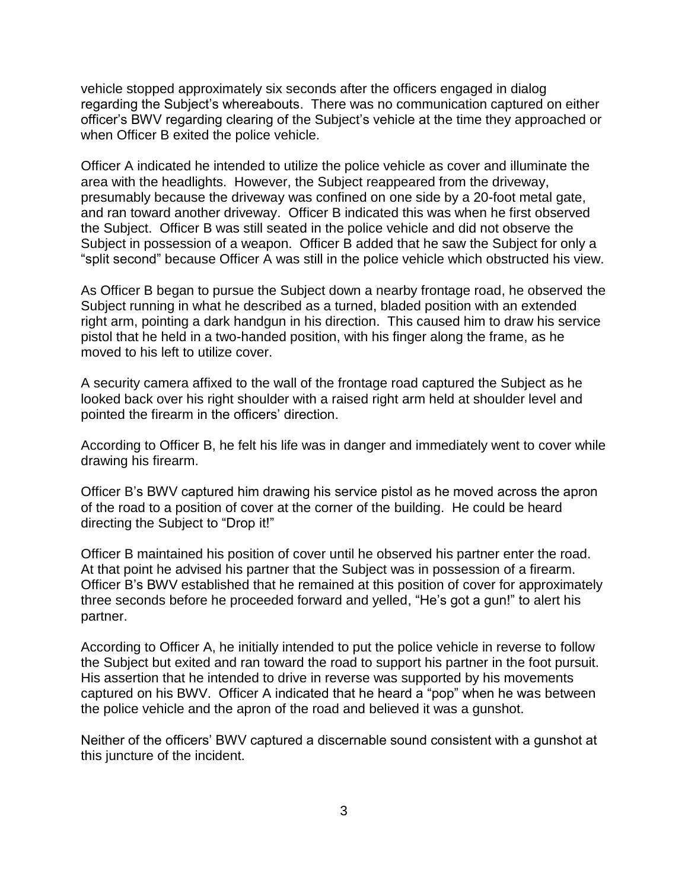vehicle stopped approximately six seconds after the officers engaged in dialog regarding the Subject's whereabouts. There was no communication captured on either officer's BWV regarding clearing of the Subject's vehicle at the time they approached or when Officer B exited the police vehicle.

Officer A indicated he intended to utilize the police vehicle as cover and illuminate the area with the headlights. However, the Subject reappeared from the driveway, presumably because the driveway was confined on one side by a 20-foot metal gate, and ran toward another driveway. Officer B indicated this was when he first observed the Subject. Officer B was still seated in the police vehicle and did not observe the Subject in possession of a weapon. Officer B added that he saw the Subject for only a "split second" because Officer A was still in the police vehicle which obstructed his view.

As Officer B began to pursue the Subject down a nearby frontage road, he observed the Subject running in what he described as a turned, bladed position with an extended right arm, pointing a dark handgun in his direction. This caused him to draw his service pistol that he held in a two-handed position, with his finger along the frame, as he moved to his left to utilize cover.

A security camera affixed to the wall of the frontage road captured the Subject as he looked back over his right shoulder with a raised right arm held at shoulder level and pointed the firearm in the officers' direction.

According to Officer B, he felt his life was in danger and immediately went to cover while drawing his firearm.

Officer B's BWV captured him drawing his service pistol as he moved across the apron of the road to a position of cover at the corner of the building. He could be heard directing the Subject to "Drop it!"

Officer B maintained his position of cover until he observed his partner enter the road. At that point he advised his partner that the Subject was in possession of a firearm. Officer B's BWV established that he remained at this position of cover for approximately three seconds before he proceeded forward and yelled, "He's got a gun!" to alert his partner.

According to Officer A, he initially intended to put the police vehicle in reverse to follow the Subject but exited and ran toward the road to support his partner in the foot pursuit. His assertion that he intended to drive in reverse was supported by his movements captured on his BWV. Officer A indicated that he heard a "pop" when he was between the police vehicle and the apron of the road and believed it was a gunshot.

Neither of the officers' BWV captured a discernable sound consistent with a gunshot at this juncture of the incident.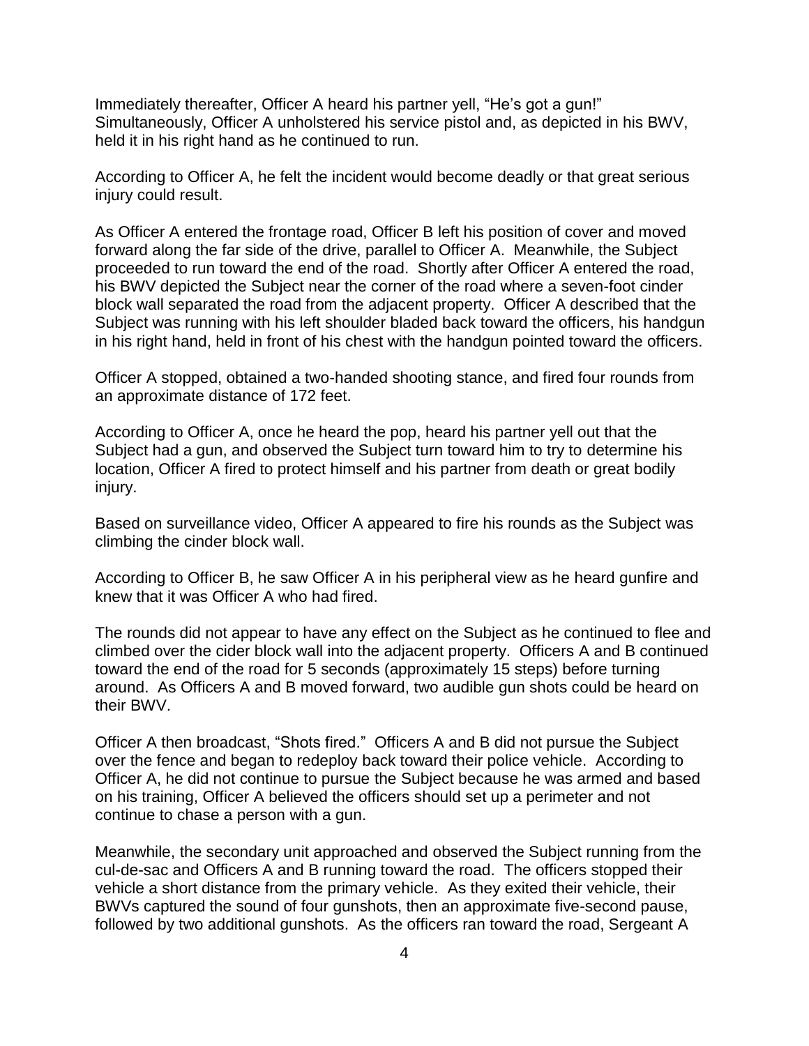Immediately thereafter, Officer A heard his partner yell, "He's got a gun!" Simultaneously, Officer A unholstered his service pistol and, as depicted in his BWV, held it in his right hand as he continued to run.

According to Officer A, he felt the incident would become deadly or that great serious injury could result.

As Officer A entered the frontage road, Officer B left his position of cover and moved forward along the far side of the drive, parallel to Officer A. Meanwhile, the Subject proceeded to run toward the end of the road. Shortly after Officer A entered the road, his BWV depicted the Subject near the corner of the road where a seven-foot cinder block wall separated the road from the adjacent property. Officer A described that the Subject was running with his left shoulder bladed back toward the officers, his handgun in his right hand, held in front of his chest with the handgun pointed toward the officers.

Officer A stopped, obtained a two-handed shooting stance, and fired four rounds from an approximate distance of 172 feet.

According to Officer A, once he heard the pop, heard his partner yell out that the Subject had a gun, and observed the Subject turn toward him to try to determine his location, Officer A fired to protect himself and his partner from death or great bodily injury.

Based on surveillance video, Officer A appeared to fire his rounds as the Subject was climbing the cinder block wall.

According to Officer B, he saw Officer A in his peripheral view as he heard gunfire and knew that it was Officer A who had fired.

The rounds did not appear to have any effect on the Subject as he continued to flee and climbed over the cider block wall into the adjacent property. Officers A and B continued toward the end of the road for 5 seconds (approximately 15 steps) before turning around. As Officers A and B moved forward, two audible gun shots could be heard on their BWV.

Officer A then broadcast, "Shots fired." Officers A and B did not pursue the Subject over the fence and began to redeploy back toward their police vehicle. According to Officer A, he did not continue to pursue the Subject because he was armed and based on his training, Officer A believed the officers should set up a perimeter and not continue to chase a person with a gun.

Meanwhile, the secondary unit approached and observed the Subject running from the cul-de-sac and Officers A and B running toward the road. The officers stopped their vehicle a short distance from the primary vehicle. As they exited their vehicle, their BWVs captured the sound of four gunshots, then an approximate five-second pause, followed by two additional gunshots. As the officers ran toward the road, Sergeant A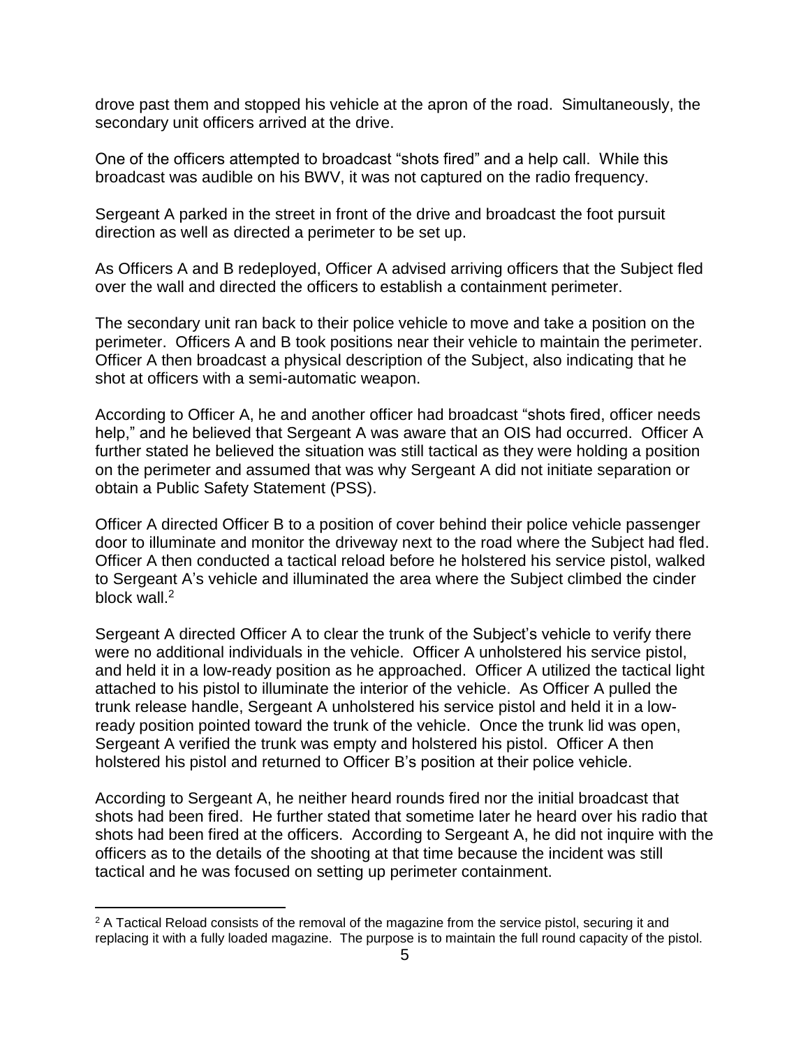drove past them and stopped his vehicle at the apron of the road. Simultaneously, the secondary unit officers arrived at the drive.

One of the officers attempted to broadcast “shots fired” and a help call. While this broadcast was audible on his BWV, it was not captured on the radio frequency.

Sergeant A parked in the street in front of the drive and broadcast the foot pursuit direction as well as directed a perimeter to be set up.

As Officers A and B redeployed, Officer A advised arriving officers that the Subject fled over the wall and directed the officers to establish a containment perimeter.

The secondary unit ran back to their police vehicle to move and take a position on the perimeter. Officers A and B took positions near their vehicle to maintain the perimeter. Officer A then broadcast a physical description of the Subject, also indicating that he shot at officers with a semi-automatic weapon.

According to Officer A, he and another officer had broadcast “shots fired, officer needs help,” and he believed that Sergeant A was aware that an OIS had occurred. Officer A further stated he believed the situation was still tactical as they were holding a position on the perimeter and assumed that was why Sergeant A did not initiate separation or obtain a Public Safety Statement (PSS).

Officer A directed Officer B to a position of cover behind their police vehicle passenger door to illuminate and monitor the driveway next to the road where the Subject had fled. Officer A then conducted a tactical reload before he holstered his service pistol, walked to Sergeant A’s vehicle and illuminated the area where the Subject climbed the cinder block wall.[2]

Sergeant A directed Officer A to clear the trunk of the Subject’s vehicle to verify there were no additional individuals in the vehicle. Officer A unholstered his service pistol, and held it in a low-ready position as he approached. Officer A utilized the tactical light attached to his pistol to illuminate the interior of the vehicle. As Officer A pulled the trunk release handle, Sergeant A unholstered his service pistol and held it in a low-ready position pointed toward the trunk of the vehicle. Once the trunk lid was open, Sergeant A verified the trunk was empty and holstered his pistol. Officer A then holstered his pistol and returned to Officer B’s position at their police vehicle.

According to Sergeant A, he neither heard rounds fired nor the initial broadcast that shots had been fired. He further stated that sometime later he heard over his radio that shots had been fired at the officers. According to Sergeant A, he did not inquire with the officers as to the details of the shooting at that time because the incident was still tactical and he was focused on setting up perimeter containment.

[2] A Tactical Reload consists of the removal of the magazine from the service pistol, securing it and replacing it with a fully loaded magazine. The purpose is to maintain the full round capacity of the pistol.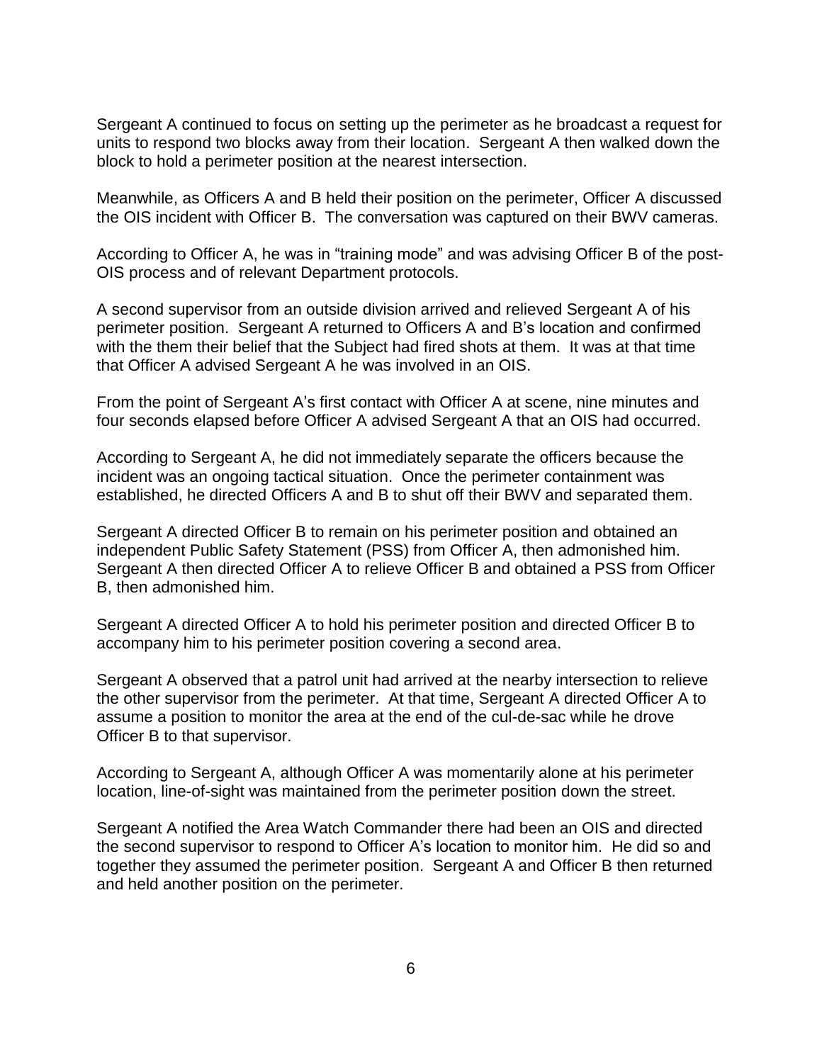Sergeant A continued to focus on setting up the perimeter as he broadcast a request for units to respond two blocks away from their location. Sergeant A then walked down the block to hold a perimeter position at the nearest intersection.

Meanwhile, as Officers A and B held their position on the perimeter, Officer A discussed the OIS incident with Officer B. The conversation was captured on their BWV cameras.

According to Officer A, he was in “training mode” and was advising Officer B of the post-OIS process and of relevant Department protocols.

A second supervisor from an outside division arrived and relieved Sergeant A of his perimeter position. Sergeant A returned to Officers A and B’s location and confirmed with the them their belief that the Subject had fired shots at them. It was at that time that Officer A advised Sergeant A he was involved in an OIS.

From the point of Sergeant A’s first contact with Officer A at scene, nine minutes and four seconds elapsed before Officer A advised Sergeant A that an OIS had occurred.

According to Sergeant A, he did not immediately separate the officers because the incident was an ongoing tactical situation. Once the perimeter containment was established, he directed Officers A and B to shut off their BWV and separated them.

Sergeant A directed Officer B to remain on his perimeter position and obtained an independent Public Safety Statement (PSS) from Officer A, then admonished him. Sergeant A then directed Officer A to relieve Officer B and obtained a PSS from Officer B, then admonished him.

Sergeant A directed Officer A to hold his perimeter position and directed Officer B to accompany him to his perimeter position covering a second area.

Sergeant A observed that a patrol unit had arrived at the nearby intersection to relieve the other supervisor from the perimeter. At that time, Sergeant A directed Officer A to assume a position to monitor the area at the end of the cul-de-sac while he drove Officer B to that supervisor.

According to Sergeant A, although Officer A was momentarily alone at his perimeter location, line-of-sight was maintained from the perimeter position down the street.

Sergeant A notified the Area Watch Commander there had been an OIS and directed the second supervisor to respond to Officer A’s location to monitor him. He did so and together they assumed the perimeter position. Sergeant A and Officer B then returned and held another position on the perimeter.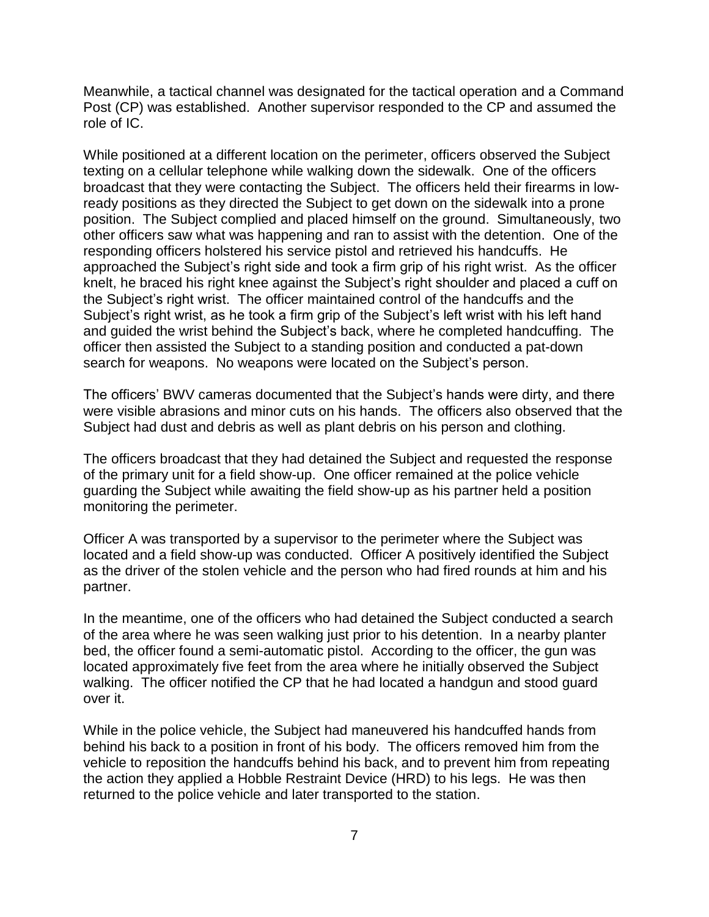Meanwhile, a tactical channel was designated for the tactical operation and a Command Post (CP) was established. Another supervisor responded to the CP and assumed the role of IC.

While positioned at a different location on the perimeter, officers observed the Subject texting on a cellular telephone while walking down the sidewalk. One of the officers broadcast that they were contacting the Subject. The officers held their firearms in low-ready positions as they directed the Subject to get down on the sidewalk into a prone position. The Subject complied and placed himself on the ground. Simultaneously, two other officers saw what was happening and ran to assist with the detention. One of the responding officers holstered his service pistol and retrieved his handcuffs. He approached the Subject's right side and took a firm grip of his right wrist. As the officer knelt, he braced his right knee against the Subject's right shoulder and placed a cuff on the Subject's right wrist. The officer maintained control of the handcuffs and the Subject's right wrist, as he took a firm grip of the Subject's left wrist with his left hand and guided the wrist behind the Subject's back, where he completed handcuffing. The officer then assisted the Subject to a standing position and conducted a pat-down search for weapons. No weapons were located on the Subject's person.

The officers' BWV cameras documented that the Subject's hands were dirty, and there were visible abrasions and minor cuts on his hands. The officers also observed that the Subject had dust and debris as well as plant debris on his person and clothing.

The officers broadcast that they had detained the Subject and requested the response of the primary unit for a field show-up. One officer remained at the police vehicle guarding the Subject while awaiting the field show-up as his partner held a position monitoring the perimeter.

Officer A was transported by a supervisor to the perimeter where the Subject was located and a field show-up was conducted. Officer A positively identified the Subject as the driver of the stolen vehicle and the person who had fired rounds at him and his partner.

In the meantime, one of the officers who had detained the Subject conducted a search of the area where he was seen walking just prior to his detention. In a nearby planter bed, the officer found a semi-automatic pistol. According to the officer, the gun was located approximately five feet from the area where he initially observed the Subject walking. The officer notified the CP that he had located a handgun and stood guard over it.

While in the police vehicle, the Subject had maneuvered his handcuffed hands from behind his back to a position in front of his body. The officers removed him from the vehicle to reposition the handcuffs behind his back, and to prevent him from repeating the action they applied a Hobble Restraint Device (HRD) to his legs. He was then returned to the police vehicle and later transported to the station.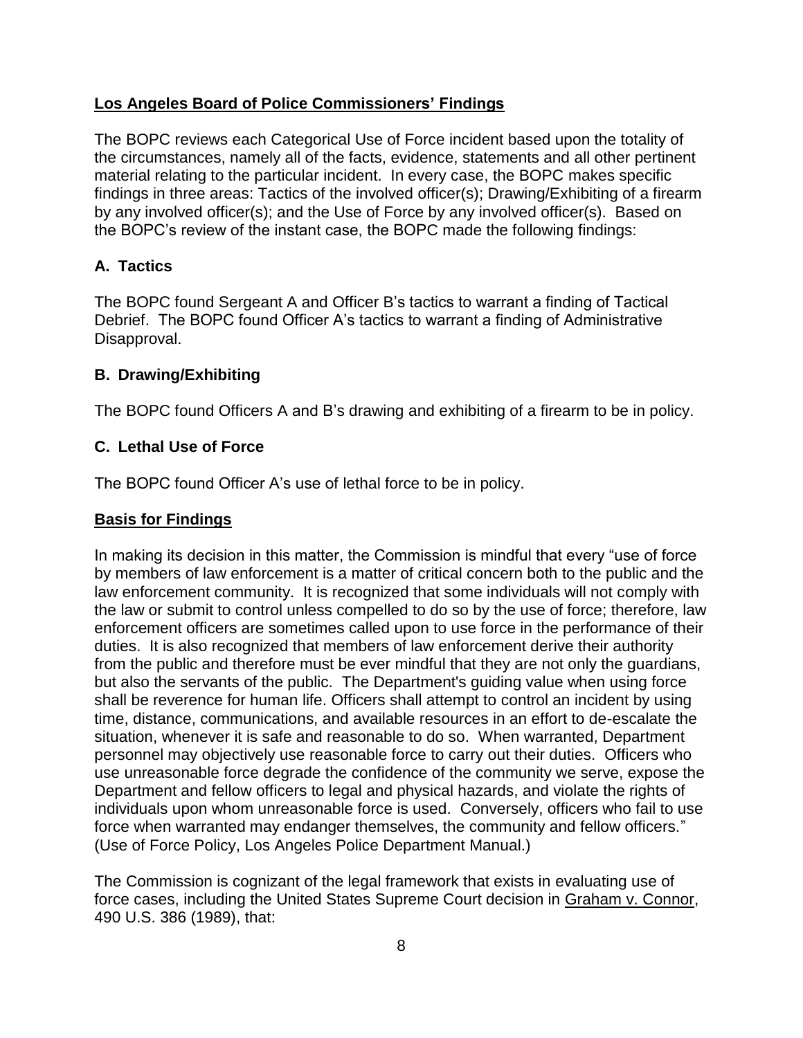## Los Angeles Board of Police Commissioners' Findings

The BOPC reviews each Categorical Use of Force incident based upon the totality of the circumstances, namely all of the facts, evidence, statements and all other pertinent material relating to the particular incident. In every case, the BOPC makes specific findings in three areas: Tactics of the involved officer(s); Drawing/Exhibiting of a firearm by any involved officer(s); and the Use of Force by any involved officer(s). Based on the BOPC's review of the instant case, the BOPC made the following findings:

### A. Tactics

The BOPC found Sergeant A and Officer B's tactics to warrant a finding of Tactical Debrief. The BOPC found Officer A's tactics to warrant a finding of Administrative Disapproval.

### B. Drawing/Exhibiting

The BOPC found Officers A and B's drawing and exhibiting of a firearm to be in policy.

### C. Lethal Use of Force

The BOPC found Officer A's use of lethal force to be in policy.

## Basis for Findings

In making its decision in this matter, the Commission is mindful that every "use of force by members of law enforcement is a matter of critical concern both to the public and the law enforcement community. It is recognized that some individuals will not comply with the law or submit to control unless compelled to do so by the use of force; therefore, law enforcement officers are sometimes called upon to use force in the performance of their duties. It is also recognized that members of law enforcement derive their authority from the public and therefore must be ever mindful that they are not only the guardians, but also the servants of the public. The Department's guiding value when using force shall be reverence for human life. Officers shall attempt to control an incident by using time, distance, communications, and available resources in an effort to de-escalate the situation, whenever it is safe and reasonable to do so. When warranted, Department personnel may objectively use reasonable force to carry out their duties. Officers who use unreasonable force degrade the confidence of the community we serve, expose the Department and fellow officers to legal and physical hazards, and violate the rights of individuals upon whom unreasonable force is used. Conversely, officers who fail to use force when warranted may endanger themselves, the community and fellow officers." (Use of Force Policy, Los Angeles Police Department Manual.)

The Commission is cognizant of the legal framework that exists in evaluating use of force cases, including the United States Supreme Court decision in Graham v. Connor, 490 U.S. 386 (1989), that: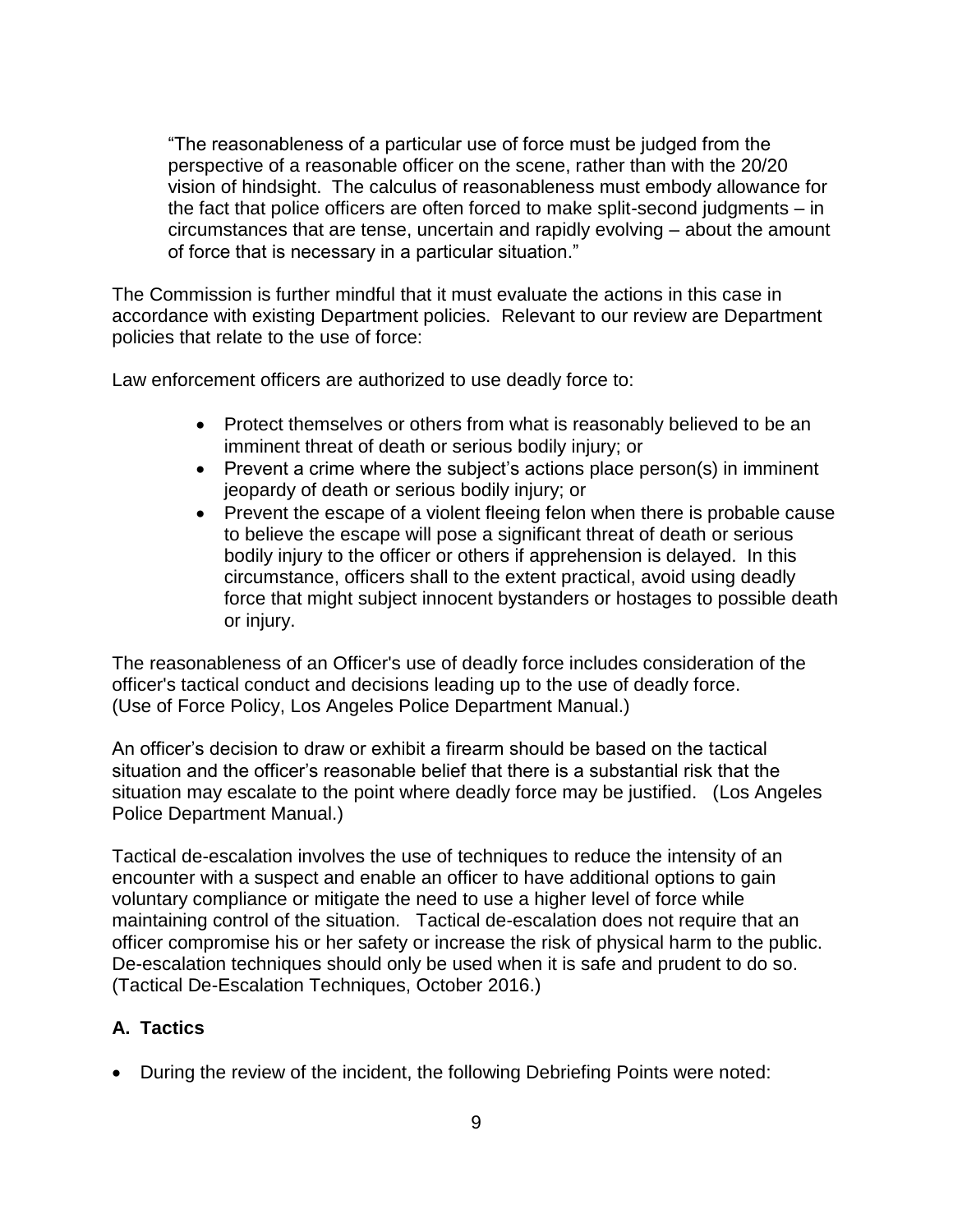> "The reasonableness of a particular use of force must be judged from the perspective of a reasonable officer on the scene, rather than with the 20/20 vision of hindsight. The calculus of reasonableness must embody allowance for the fact that police officers are often forced to make split-second judgments – in circumstances that are tense, uncertain and rapidly evolving – about the amount of force that is necessary in a particular situation."

The Commission is further mindful that it must evaluate the actions in this case in accordance with existing Department policies. Relevant to our review are Department policies that relate to the use of force:

Law enforcement officers are authorized to use deadly force to:

- Protect themselves or others from what is reasonably believed to be an imminent threat of death or serious bodily injury; or
- Prevent a crime where the subject's actions place person(s) in imminent jeopardy of death or serious bodily injury; or
- Prevent the escape of a violent fleeing felon when there is probable cause to believe the escape will pose a significant threat of death or serious bodily injury to the officer or others if apprehension is delayed. In this circumstance, officers shall to the extent practical, avoid using deadly force that might subject innocent bystanders or hostages to possible death or injury.

The reasonableness of an Officer's use of deadly force includes consideration of the officer's tactical conduct and decisions leading up to the use of deadly force. (Use of Force Policy, Los Angeles Police Department Manual.)

An officer's decision to draw or exhibit a firearm should be based on the tactical situation and the officer's reasonable belief that there is a substantial risk that the situation may escalate to the point where deadly force may be justified. (Los Angeles Police Department Manual.)

Tactical de-escalation involves the use of techniques to reduce the intensity of an encounter with a suspect and enable an officer to have additional options to gain voluntary compliance or mitigate the need to use a higher level of force while maintaining control of the situation. Tactical de-escalation does not require that an officer compromise his or her safety or increase the risk of physical harm to the public. De-escalation techniques should only be used when it is safe and prudent to do so. (Tactical De-Escalation Techniques, October 2016.)

## A. Tactics

- During the review of the incident, the following Debriefing Points were noted: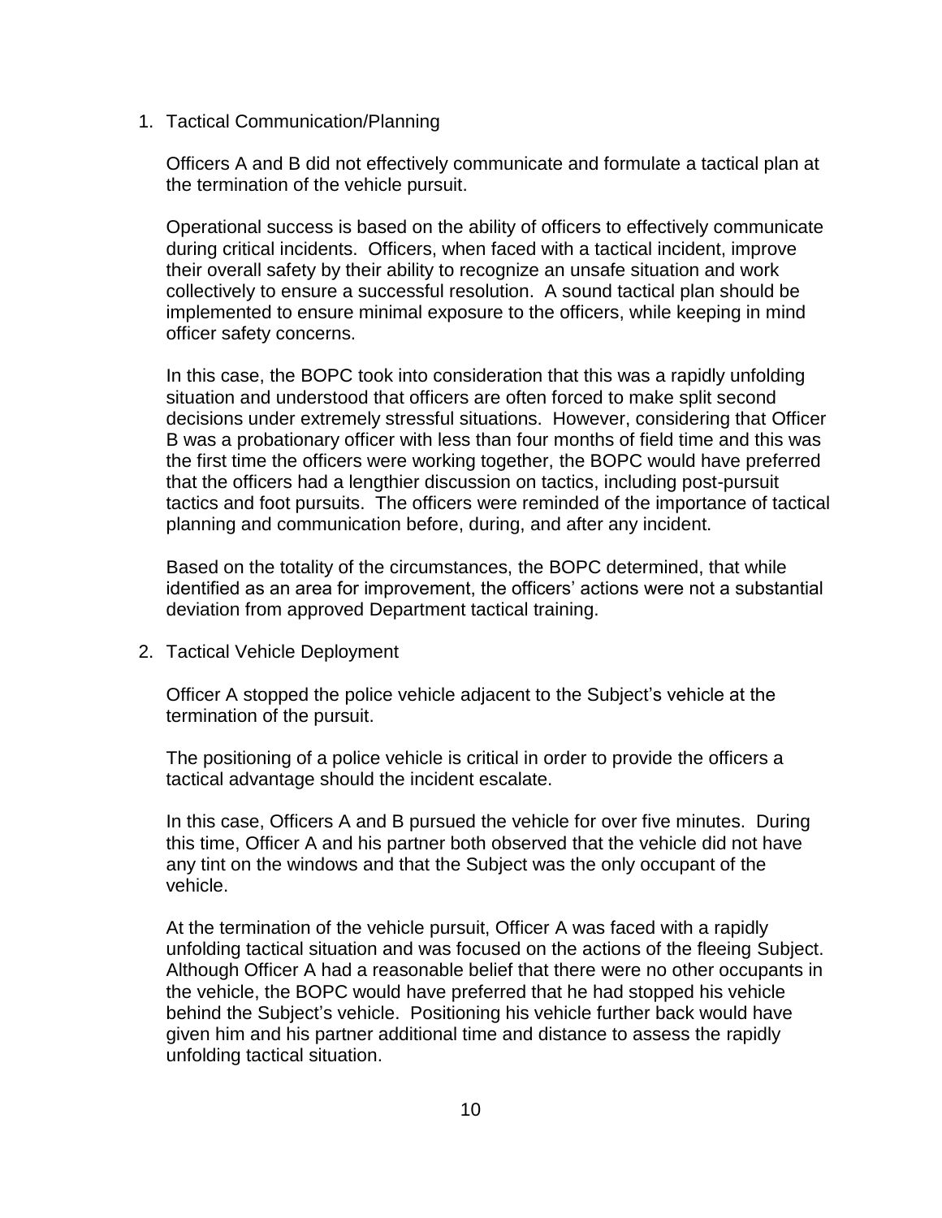1. Tactical Communication/Planning

   Officers A and B did not effectively communicate and formulate a tactical plan at the termination of the vehicle pursuit.

   Operational success is based on the ability of officers to effectively communicate during critical incidents. Officers, when faced with a tactical incident, improve their overall safety by their ability to recognize an unsafe situation and work collectively to ensure a successful resolution. A sound tactical plan should be implemented to ensure minimal exposure to the officers, while keeping in mind officer safety concerns.

   In this case, the BOPC took into consideration that this was a rapidly unfolding situation and understood that officers are often forced to make split second decisions under extremely stressful situations. However, considering that Officer B was a probationary officer with less than four months of field time and this was the first time the officers were working together, the BOPC would have preferred that the officers had a lengthier discussion on tactics, including post-pursuit tactics and foot pursuits. The officers were reminded of the importance of tactical planning and communication before, during, and after any incident.

   Based on the totality of the circumstances, the BOPC determined, that while identified as an area for improvement, the officers' actions were not a substantial deviation from approved Department tactical training.

2. Tactical Vehicle Deployment

   Officer A stopped the police vehicle adjacent to the Subject's vehicle at the termination of the pursuit.

   The positioning of a police vehicle is critical in order to provide the officers a tactical advantage should the incident escalate.

   In this case, Officers A and B pursued the vehicle for over five minutes. During this time, Officer A and his partner both observed that the vehicle did not have any tint on the windows and that the Subject was the only occupant of the vehicle.

   At the termination of the vehicle pursuit, Officer A was faced with a rapidly unfolding tactical situation and was focused on the actions of the fleeing Subject. Although Officer A had a reasonable belief that there were no other occupants in the vehicle, the BOPC would have preferred that he had stopped his vehicle behind the Subject's vehicle. Positioning his vehicle further back would have given him and his partner additional time and distance to assess the rapidly unfolding tactical situation.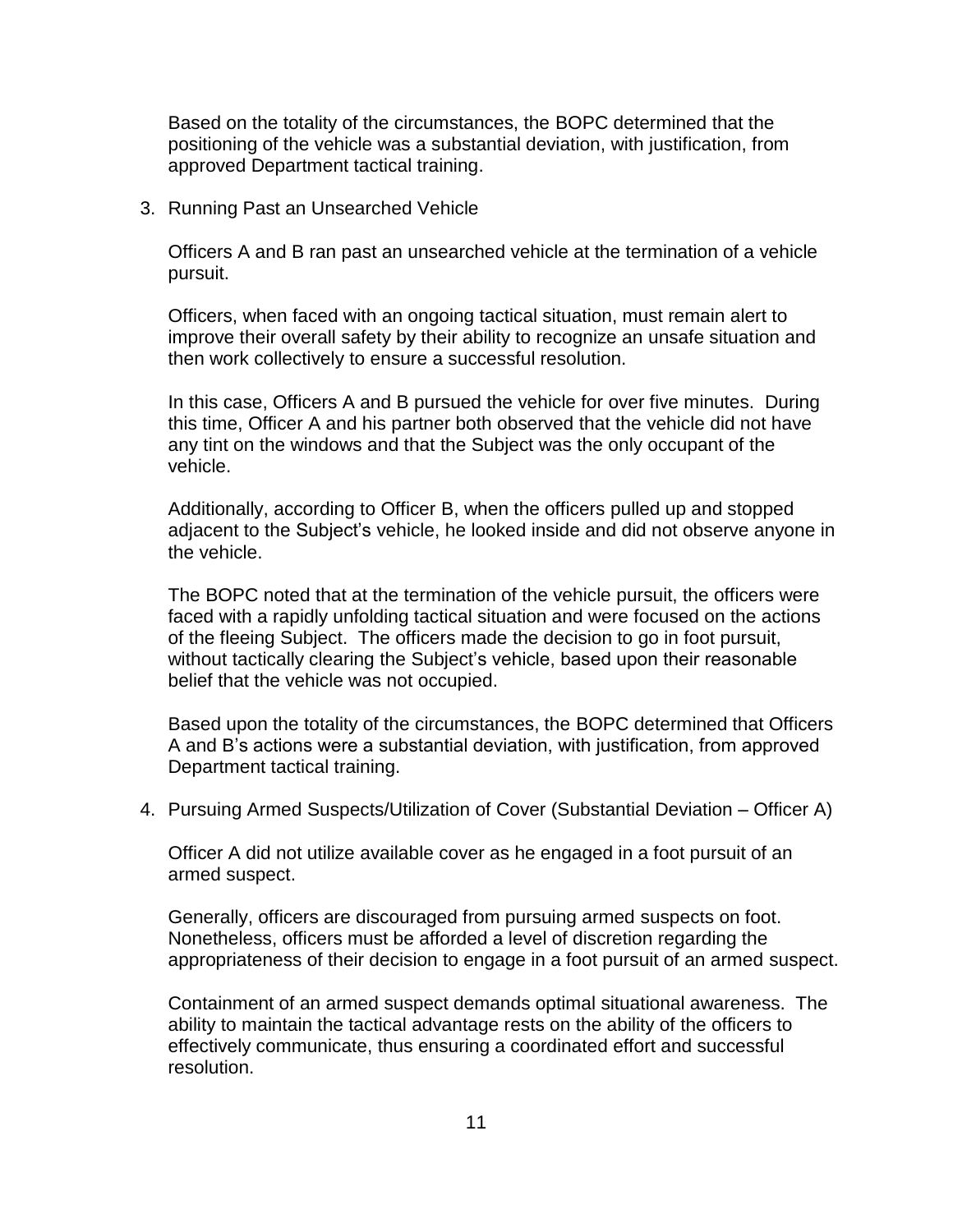Based on the totality of the circumstances, the BOPC determined that the positioning of the vehicle was a substantial deviation, with justification, from approved Department tactical training.

3. Running Past an Unsearched Vehicle

   Officers A and B ran past an unsearched vehicle at the termination of a vehicle pursuit.

   Officers, when faced with an ongoing tactical situation, must remain alert to improve their overall safety by their ability to recognize an unsafe situation and then work collectively to ensure a successful resolution.

   In this case, Officers A and B pursued the vehicle for over five minutes. During this time, Officer A and his partner both observed that the vehicle did not have any tint on the windows and that the Subject was the only occupant of the vehicle.

   Additionally, according to Officer B, when the officers pulled up and stopped adjacent to the Subject's vehicle, he looked inside and did not observe anyone in the vehicle.

   The BOPC noted that at the termination of the vehicle pursuit, the officers were faced with a rapidly unfolding tactical situation and were focused on the actions of the fleeing Subject. The officers made the decision to go in foot pursuit, without tactically clearing the Subject's vehicle, based upon their reasonable belief that the vehicle was not occupied.

   Based upon the totality of the circumstances, the BOPC determined that Officers A and B's actions were a substantial deviation, with justification, from approved Department tactical training.

4. Pursuing Armed Suspects/Utilization of Cover (Substantial Deviation – Officer A)

   Officer A did not utilize available cover as he engaged in a foot pursuit of an armed suspect.

   Generally, officers are discouraged from pursuing armed suspects on foot. Nonetheless, officers must be afforded a level of discretion regarding the appropriateness of their decision to engage in a foot pursuit of an armed suspect.

   Containment of an armed suspect demands optimal situational awareness. The ability to maintain the tactical advantage rests on the ability of the officers to effectively communicate, thus ensuring a coordinated effort and successful resolution.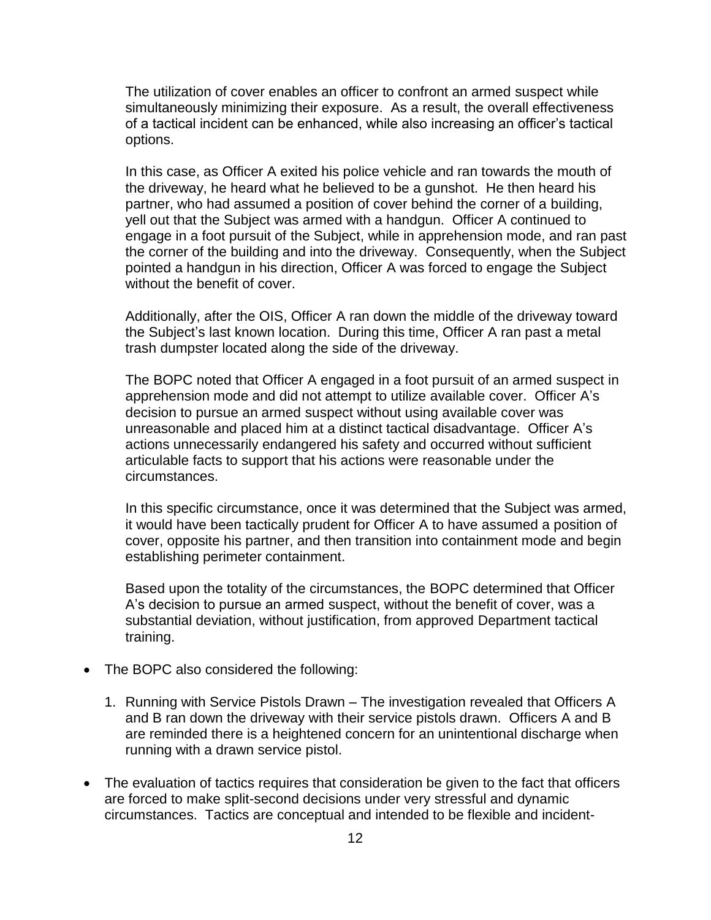The utilization of cover enables an officer to confront an armed suspect while simultaneously minimizing their exposure. As a result, the overall effectiveness of a tactical incident can be enhanced, while also increasing an officer's tactical options.

In this case, as Officer A exited his police vehicle and ran towards the mouth of the driveway, he heard what he believed to be a gunshot. He then heard his partner, who had assumed a position of cover behind the corner of a building, yell out that the Subject was armed with a handgun. Officer A continued to engage in a foot pursuit of the Subject, while in apprehension mode, and ran past the corner of the building and into the driveway. Consequently, when the Subject pointed a handgun in his direction, Officer A was forced to engage the Subject without the benefit of cover.

Additionally, after the OIS, Officer A ran down the middle of the driveway toward the Subject's last known location. During this time, Officer A ran past a metal trash dumpster located along the side of the driveway.

The BOPC noted that Officer A engaged in a foot pursuit of an armed suspect in apprehension mode and did not attempt to utilize available cover. Officer A's decision to pursue an armed suspect without using available cover was unreasonable and placed him at a distinct tactical disadvantage. Officer A's actions unnecessarily endangered his safety and occurred without sufficient articulable facts to support that his actions were reasonable under the circumstances.

In this specific circumstance, once it was determined that the Subject was armed, it would have been tactically prudent for Officer A to have assumed a position of cover, opposite his partner, and then transition into containment mode and begin establishing perimeter containment.

Based upon the totality of the circumstances, the BOPC determined that Officer A's decision to pursue an armed suspect, without the benefit of cover, was a substantial deviation, without justification, from approved Department tactical training.

- The BOPC also considered the following:

  1. Running with Service Pistols Drawn – The investigation revealed that Officers A and B ran down the driveway with their service pistols drawn. Officers A and B are reminded there is a heightened concern for an unintentional discharge when running with a drawn service pistol.

- The evaluation of tactics requires that consideration be given to the fact that officers are forced to make split-second decisions under very stressful and dynamic circumstances. Tactics are conceptual and intended to be flexible and incident-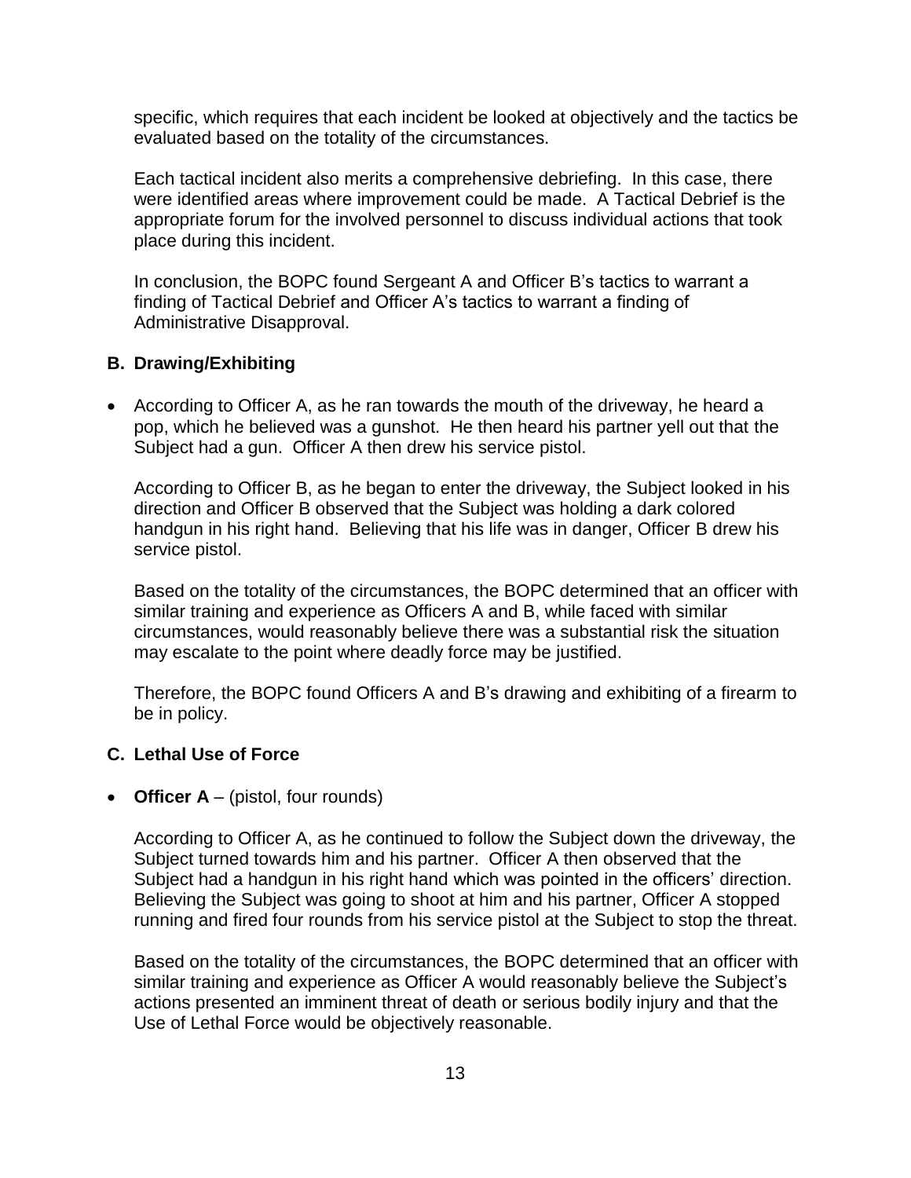specific, which requires that each incident be looked at objectively and the tactics be evaluated based on the totality of the circumstances.

Each tactical incident also merits a comprehensive debriefing. In this case, there were identified areas where improvement could be made. A Tactical Debrief is the appropriate forum for the involved personnel to discuss individual actions that took place during this incident.

In conclusion, the BOPC found Sergeant A and Officer B's tactics to warrant a finding of Tactical Debrief and Officer A's tactics to warrant a finding of Administrative Disapproval.

### B. Drawing/Exhibiting

- According to Officer A, as he ran towards the mouth of the driveway, he heard a pop, which he believed was a gunshot. He then heard his partner yell out that the Subject had a gun. Officer A then drew his service pistol.

  According to Officer B, as he began to enter the driveway, the Subject looked in his direction and Officer B observed that the Subject was holding a dark colored handgun in his right hand. Believing that his life was in danger, Officer B drew his service pistol.

  Based on the totality of the circumstances, the BOPC determined that an officer with similar training and experience as Officers A and B, while faced with similar circumstances, would reasonably believe there was a substantial risk the situation may escalate to the point where deadly force may be justified.

  Therefore, the BOPC found Officers A and B's drawing and exhibiting of a firearm to be in policy.

### C. Lethal Use of Force

- **Officer A** – (pistol, four rounds)

  According to Officer A, as he continued to follow the Subject down the driveway, the Subject turned towards him and his partner. Officer A then observed that the Subject had a handgun in his right hand which was pointed in the officers' direction. Believing the Subject was going to shoot at him and his partner, Officer A stopped running and fired four rounds from his service pistol at the Subject to stop the threat.

  Based on the totality of the circumstances, the BOPC determined that an officer with similar training and experience as Officer A would reasonably believe the Subject's actions presented an imminent threat of death or serious bodily injury and that the Use of Lethal Force would be objectively reasonable.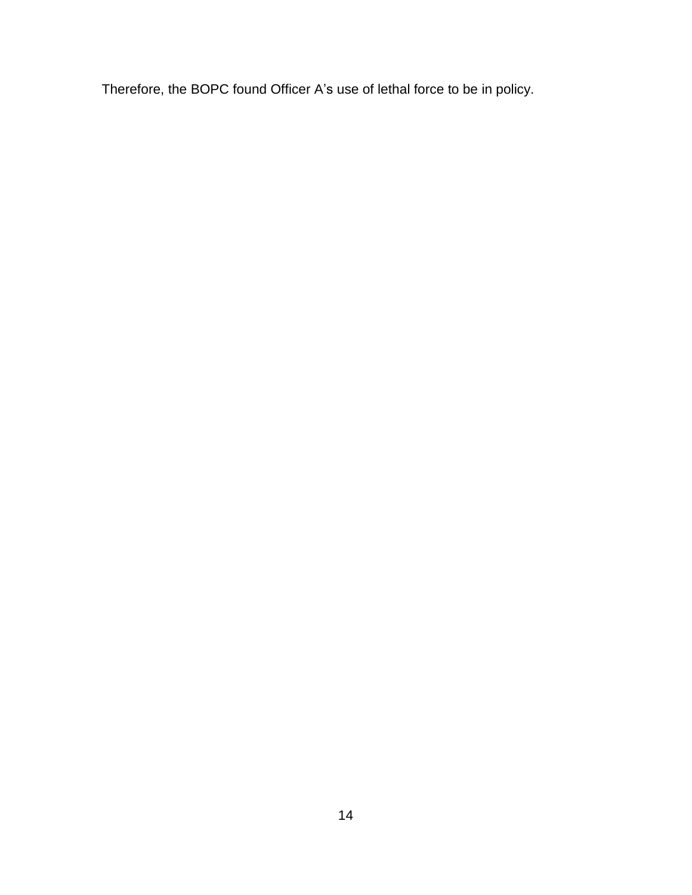Therefore, the BOPC found Officer A’s use of lethal force to be in policy.